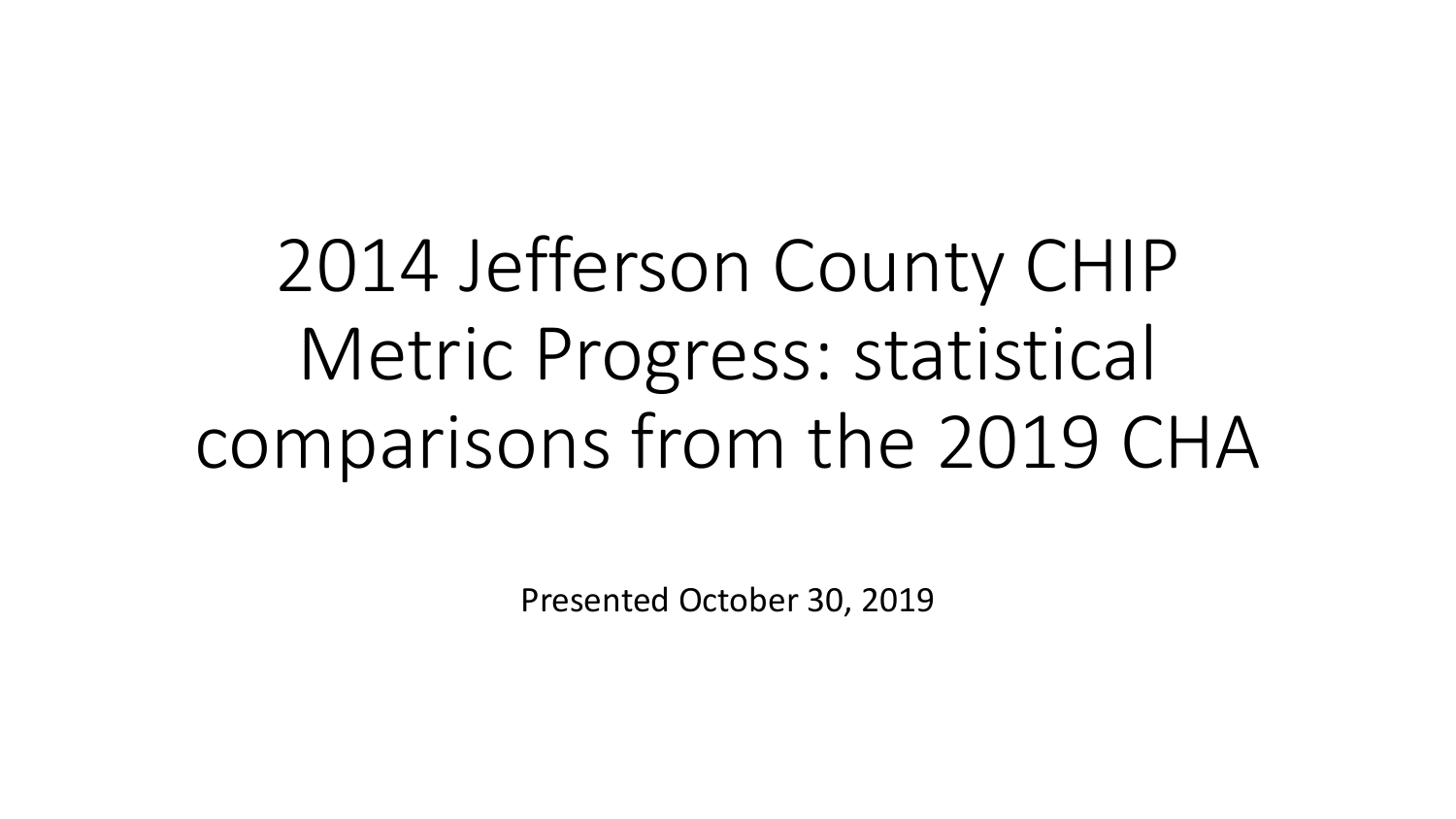# 2014 Jefferson County CHIP Metric Progress: statistical comparisons from the 2019 CHA

Presented October 30, 2019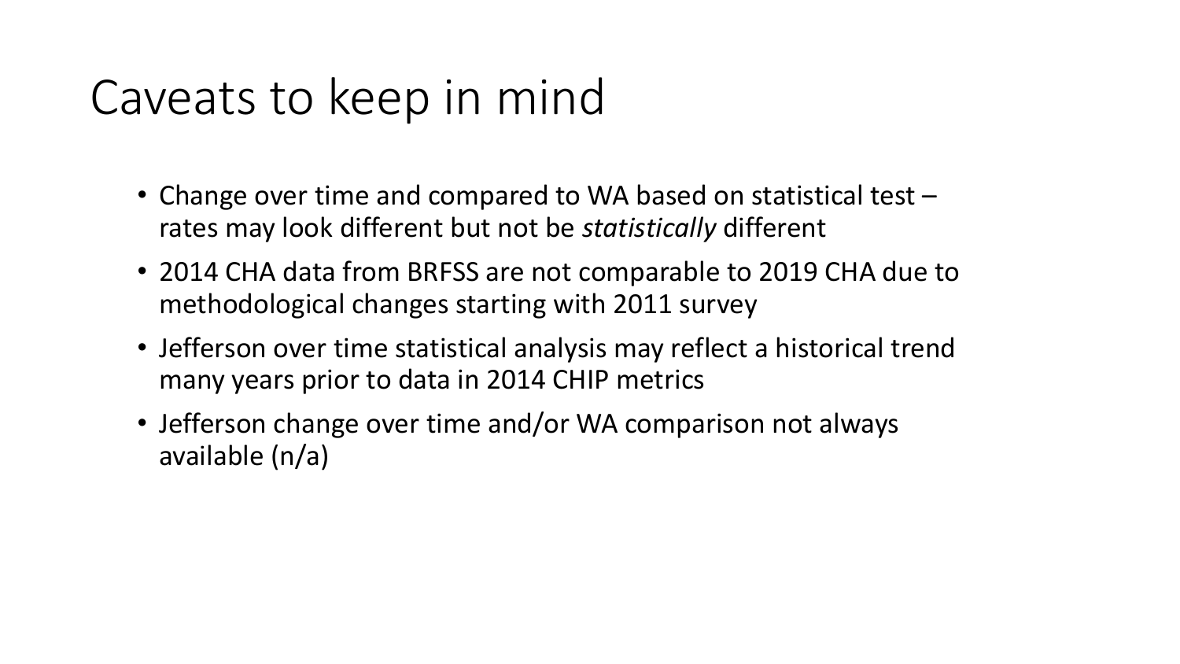# Caveats to keep in mind

- Change over time and compared to WA based on statistical test – rates may look different but not be *statistically* different
- 2014 CHA data from BRFSS are not comparable to 2019 CHA due to methodological changes starting with 2011 survey
- Jefferson over time statistical analysis may reflect a historical trend many years prior to data in 2014 CHIP metrics
- Jefferson change over time and/or WA comparison not always available (n/a)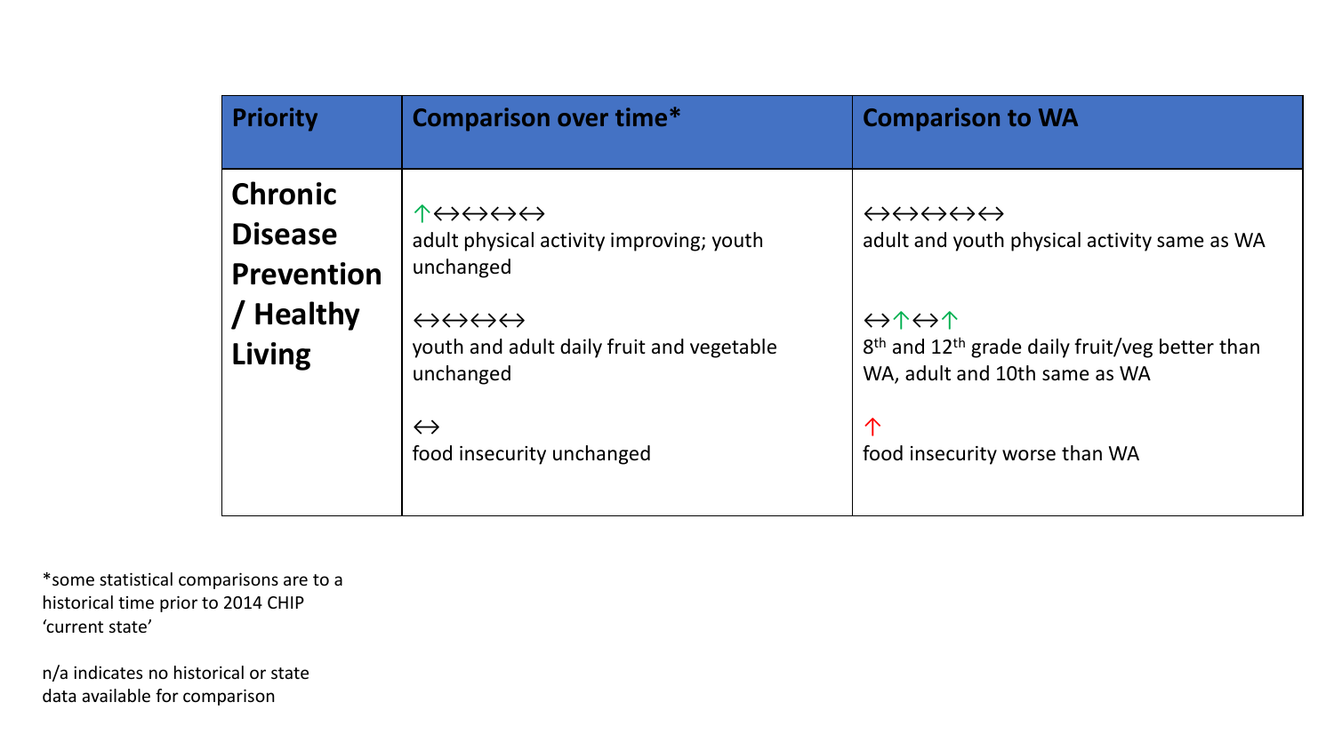| Priority | Comparison over time* | Comparison to WA |
| --- | --- | --- |
| **Chronic Disease Prevention / Healthy Living** | ↑↔↔↔↔<br>adult physical activity improving; youth unchanged<br><br>↔↔↔↔<br>youth and adult daily fruit and vegetable unchanged<br><br>↔<br>food insecurity unchanged | ↔↔↔↔↔<br>adult and youth physical activity same as WA<br><br>↔↑↔↑<br>8th and 12th grade daily fruit/veg better than WA, adult and 10th same as WA<br><br>↑<br>food insecurity worse than WA |

*some statistical comparisons are to a historical time prior to 2014 CHIP 'current state'

n/a indicates no historical or state data available for comparison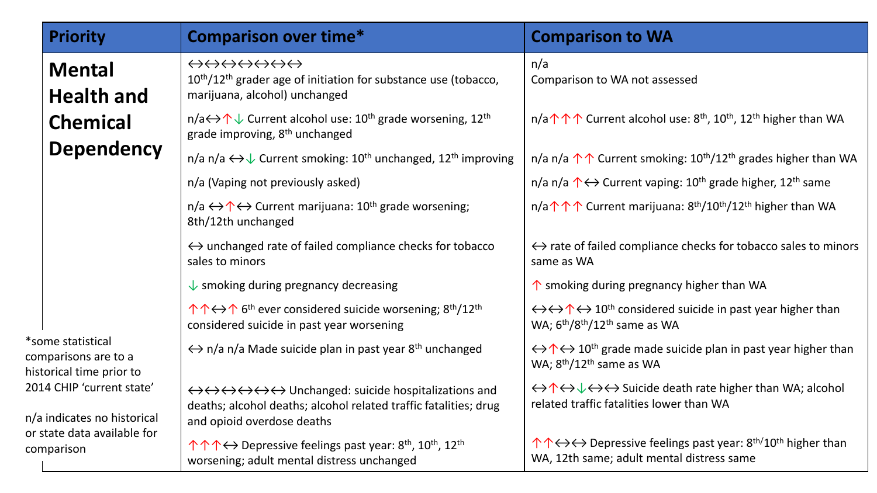| Priority | Comparison over time* | Comparison to WA |
|---|---|---|
| **Mental Health and Chemical Dependency** | ↔↔↔↔↔↔↔↔ 10th/12th grader age of initiation for substance use (tobacco, marijuana, alcohol) unchanged | n/a Comparison to WA not assessed |
| | n/a↔↑↓ Current alcohol use: 10th grade worsening, 12th grade improving, 8th unchanged | n/a↑↑↑ Current alcohol use: 8th, 10th, 12th higher than WA |
| | n/a n/a ↔↓ Current smoking: 10th unchanged, 12th improving | n/a n/a ↑↑ Current smoking: 10th/12th grades higher than WA |
| | n/a (Vaping not previously asked) | n/a n/a ↑↔ Current vaping: 10th grade higher, 12th same |
| | n/a ↔↑↔ Current marijuana: 10th grade worsening; 8th/12th unchanged | n/a↑↑↑ Current marijuana: 8th/10th/12th higher than WA |
| | ↔ unchanged rate of failed compliance checks for tobacco sales to minors | ↔ rate of failed compliance checks for tobacco sales to minors same as WA |
| | ↓ smoking during pregnancy decreasing | ↑ smoking during pregnancy higher than WA |
| | ↑↑↔↑ 6th ever considered suicide worsening; 8th/12th considered suicide in past year worsening | ↔↔↑↔ 10th considered suicide in past year higher than WA; 6th/8th/12th same as WA |
| | ↔ n/a n/a Made suicide plan in past year 8th unchanged | ↔↑↔ 10th grade made suicide plan in past year higher than WA; 8th/12th same as WA |
| | ↔↔↔↔↔↔ Unchanged: suicide hospitalizations and deaths; alcohol deaths; alcohol related traffic fatalities; drug and opioid overdose deaths | ↔↑↔↓↔↔ Suicide death rate higher than WA; alcohol related traffic fatalities lower than WA |
| | ↑↑↑↔ Depressive feelings past year: 8th, 10th, 12th worsening; adult mental distress unchanged | ↑↑↔↔ Depressive feelings past year: 8th/10th higher than WA, 12th same; adult mental distress same |

*some statistical comparisons are to a historical time prior to 2014 CHIP 'current state'

n/a indicates no historical or state data available for comparison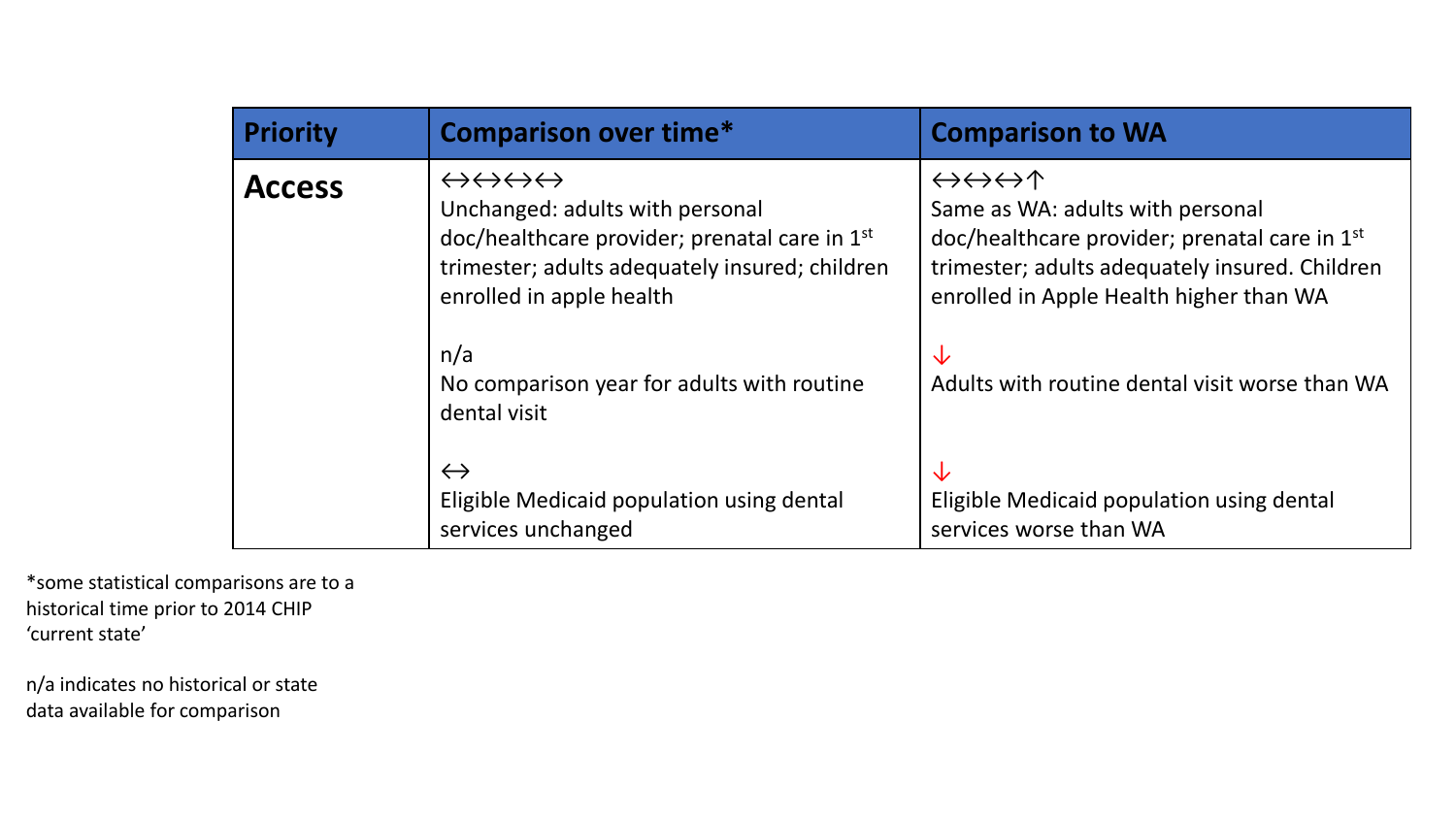| Priority | Comparison over time* | Comparison to WA |
| --- | --- | --- |
| **Access** | ↔↔↔↔<br>Unchanged: adults with personal doc/healthcare provider; prenatal care in 1st trimester; adults adequately insured; children enrolled in apple health<br><br>n/a<br>No comparison year for adults with routine dental visit<br><br>↔<br>Eligible Medicaid population using dental services unchanged | ↔↔↔↑<br>Same as WA: adults with personal doc/healthcare provider; prenatal care in 1st trimester; adults adequately insured. Children enrolled in Apple Health higher than WA<br><br>↓<br>Adults with routine dental visit worse than WA<br><br>↓<br>Eligible Medicaid population using dental services worse than WA |

*some statistical comparisons are to a historical time prior to 2014 CHIP 'current state'

n/a indicates no historical or state data available for comparison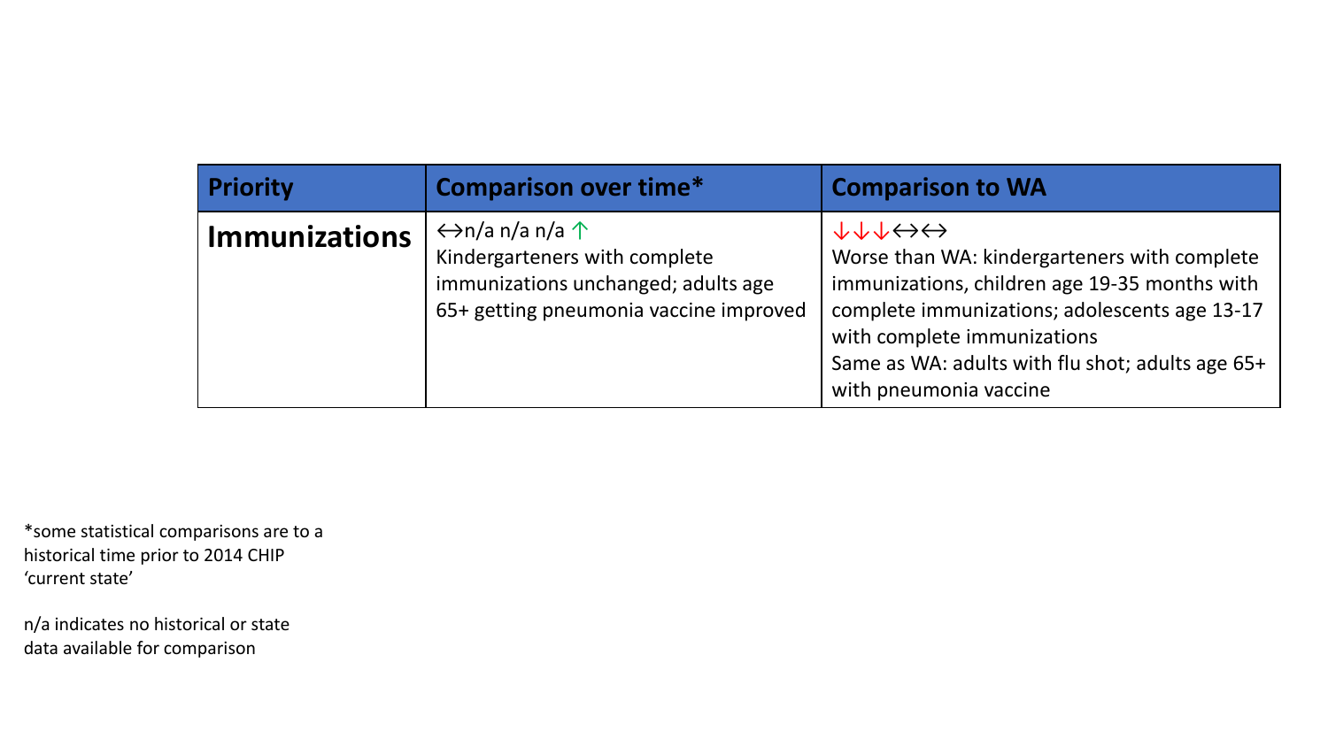| Priority | Comparison over time* | Comparison to WA |
|---|---|---|
| **Immunizations** | ↔n/a n/a n/a ↑<br>Kindergarteners with complete immunizations unchanged; adults age 65+ getting pneumonia vaccine improved | ↓↓↓↔↔<br>Worse than WA: kindergarteners with complete immunizations, children age 19-35 months with complete immunizations; adolescents age 13-17 with complete immunizations<br>Same as WA: adults with flu shot; adults age 65+ with pneumonia vaccine |

*some statistical comparisons are to a historical time prior to 2014 CHIP 'current state'

n/a indicates no historical or state data available for comparison